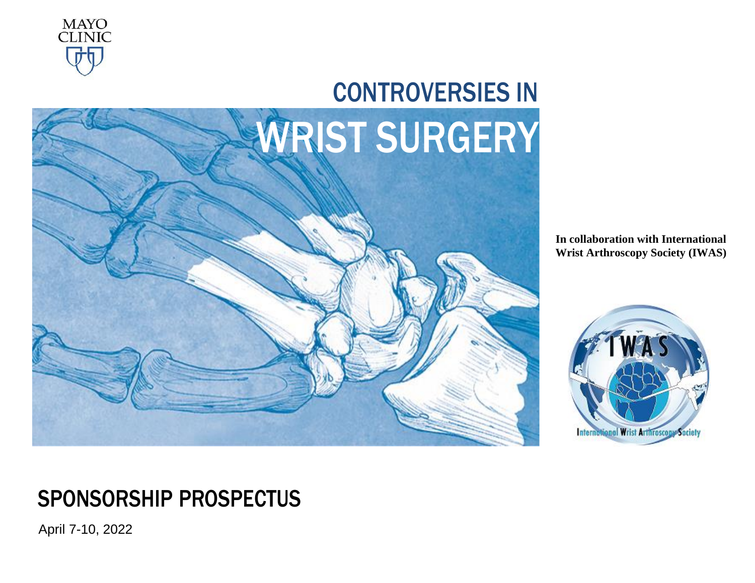MAYO CLINIC

# CONTROVERSIES IN WRIST SURGERY

**In collaboration with International Wrist Arthroscopy Society (IWAS)**

IWAS

International Wrist Arthroscopy Society

## SPONSORSHIP PROSPECTUS

April 7-10, 2022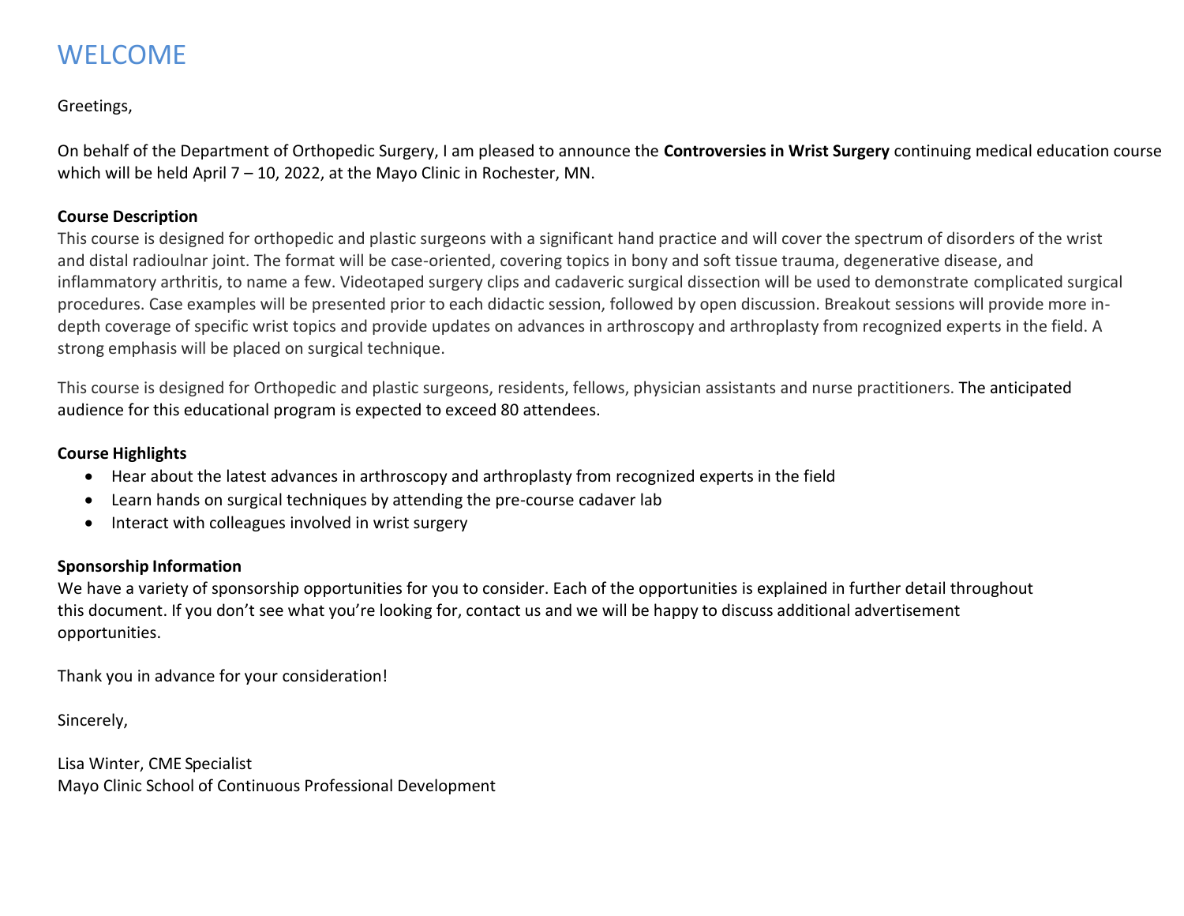# WELCOME

Greetings,

On behalf of the Department of Orthopedic Surgery, I am pleased to announce the **Controversies in Wrist Surgery** continuing medical education course which will be held April 7 – 10, 2022, at the Mayo Clinic in Rochester, MN.

**Course Description**

This course is designed for orthopedic and plastic surgeons with a significant hand practice and will cover the spectrum of disorders of the wrist and distal radioulnar joint. The format will be case-oriented, covering topics in bony and soft tissue trauma, degenerative disease, and inflammatory arthritis, to name a few. Videotaped surgery clips and cadaveric surgical dissection will be used to demonstrate complicated surgical procedures. Case examples will be presented prior to each didactic session, followed by open discussion. Breakout sessions will provide more in-depth coverage of specific wrist topics and provide updates on advances in arthroscopy and arthroplasty from recognized experts in the field. A strong emphasis will be placed on surgical technique.

This course is designed for Orthopedic and plastic surgeons, residents, fellows, physician assistants and nurse practitioners. The anticipated audience for this educational program is expected to exceed 80 attendees.

**Course Highlights**

- Hear about the latest advances in arthroscopy and arthroplasty from recognized experts in the field
- Learn hands on surgical techniques by attending the pre-course cadaver lab
- Interact with colleagues involved in wrist surgery

**Sponsorship Information**

We have a variety of sponsorship opportunities for you to consider. Each of the opportunities is explained in further detail throughout this document. If you don't see what you're looking for, contact us and we will be happy to discuss additional advertisement opportunities.

Thank you in advance for your consideration!

Sincerely,

Lisa Winter, CME Specialist
Mayo Clinic School of Continuous Professional Development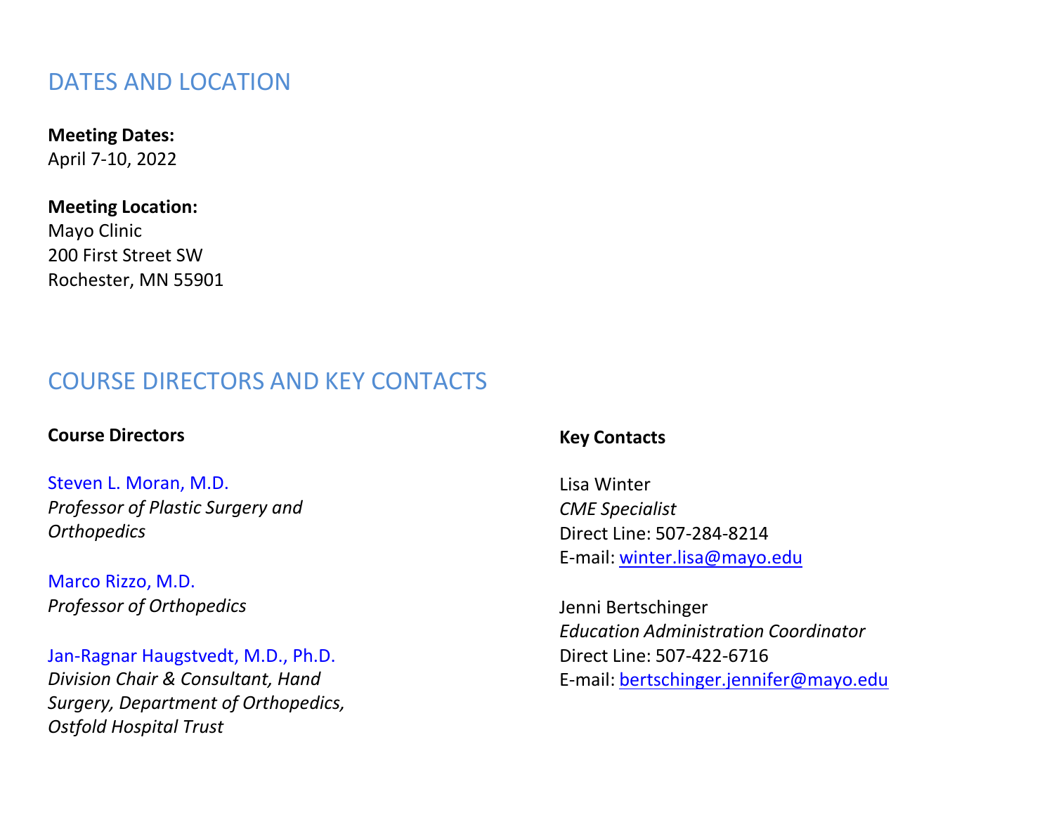## DATES AND LOCATION

**Meeting Dates:**
April 7-10, 2022

**Meeting Location:**
Mayo Clinic
200 First Street SW
Rochester, MN 55901

## COURSE DIRECTORS AND KEY CONTACTS

### Course Directors

Steven L. Moran, M.D.
*Professor of Plastic Surgery and Orthopedics*

Marco Rizzo, M.D.
*Professor of Orthopedics*

Jan-Ragnar Haugstvedt, M.D., Ph.D.
*Division Chair & Consultant, Hand Surgery, Department of Orthopedics, Ostfold Hospital Trust*

### Key Contacts

Lisa Winter
*CME Specialist*
Direct Line: 507-284-8214
E-mail: winter.lisa@mayo.edu

Jenni Bertschinger
*Education Administration Coordinator*
Direct Line: 507-422-6716
E-mail: bertschinger.jennifer@mayo.edu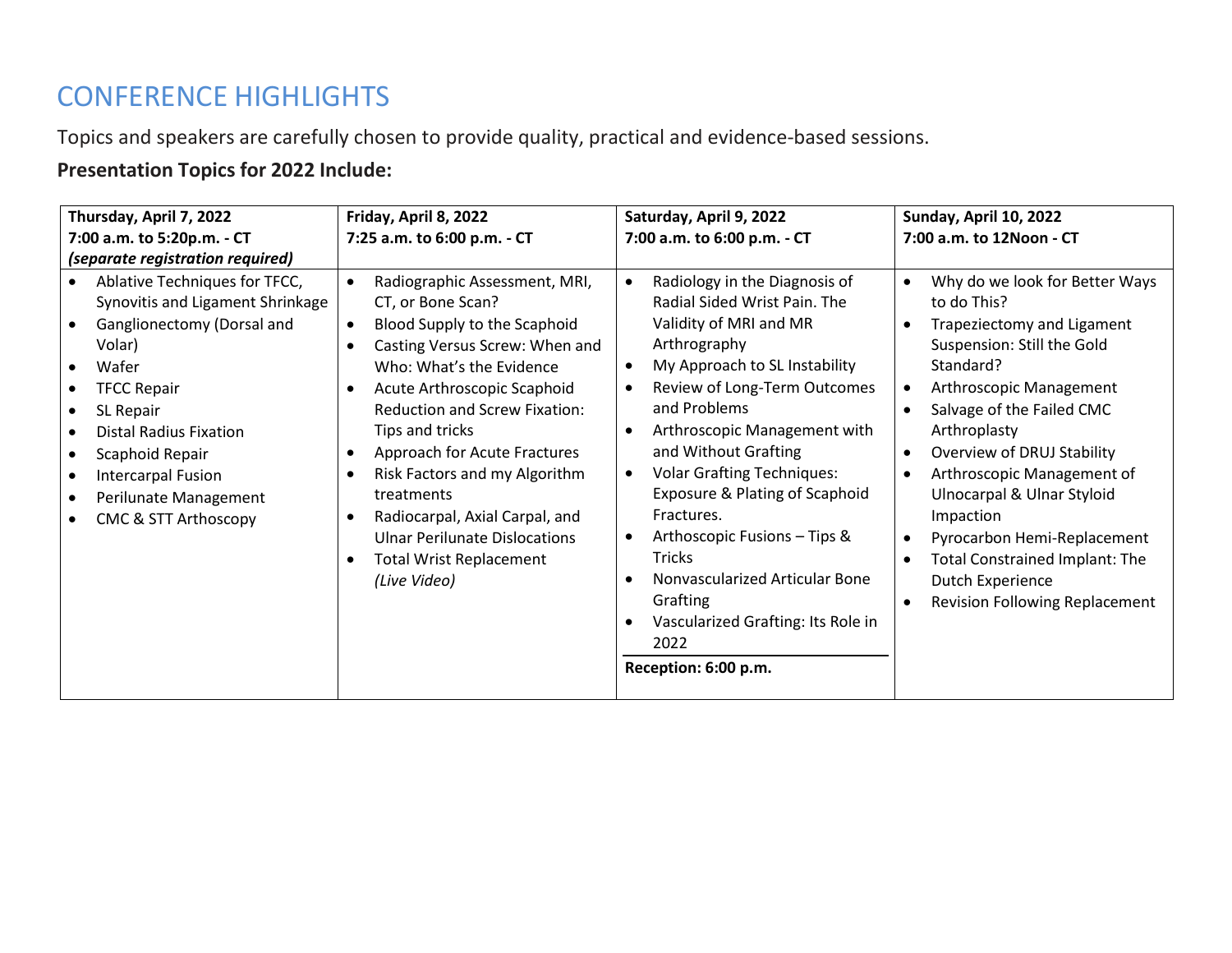# CONFERENCE HIGHLIGHTS

Topics and speakers are carefully chosen to provide quality, practical and evidence-based sessions.

**Presentation Topics for 2022 Include:**

| **Thursday, April 7, 2022**<br>**7:00 a.m. to 5:20p.m. - CT**<br>***(separate registration required)*** | **Friday, April 8, 2022**<br>**7:25 a.m. to 6:00 p.m. - CT** | **Saturday, April 9, 2022**<br>**7:00 a.m. to 6:00 p.m. - CT** | **Sunday, April 10, 2022**<br>**7:00 a.m. to 12Noon - CT** |
|---|---|---|---|
| • Ablative Techniques for TFCC, Synovitis and Ligament Shrinkage<br>• Ganglionectomy (Dorsal and Volar)<br>• Wafer<br>• TFCC Repair<br>• SL Repair<br>• Distal Radius Fixation<br>• Scaphoid Repair<br>• Intercarpal Fusion<br>• Perilunate Management<br>• CMC & STT Arthoscopy | • Radiographic Assessment, MRI, CT, or Bone Scan?<br>• Blood Supply to the Scaphoid<br>• Casting Versus Screw: When and Who: What's the Evidence<br>• Acute Arthroscopic Scaphoid Reduction and Screw Fixation: Tips and tricks<br>• Approach for Acute Fractures<br>• Risk Factors and my Algorithm treatments<br>• Radiocarpal, Axial Carpal, and Ulnar Perilunate Dislocations<br>• Total Wrist Replacement *(Live Video)* | • Radiology in the Diagnosis of Radial Sided Wrist Pain. The Validity of MRI and MR Arthrography<br>• My Approach to SL Instability<br>• Review of Long-Term Outcomes and Problems<br>• Arthroscopic Management with and Without Grafting<br>• Volar Grafting Techniques: Exposure & Plating of Scaphoid Fractures.<br>• Arthoscopic Fusions – Tips & Tricks<br>• Nonvascularized Articular Bone Grafting<br>• Vascularized Grafting: Its Role in 2022<br>**Reception: 6:00 p.m.** | • Why do we look for Better Ways to do This?<br>• Trapeziectomy and Ligament Suspension: Still the Gold Standard?<br>• Arthroscopic Management<br>• Salvage of the Failed CMC Arthroplasty<br>• Overview of DRUJ Stability<br>• Arthroscopic Management of Ulnocarpal & Ulnar Styloid Impaction<br>• Pyrocarbon Hemi-Replacement<br>• Total Constrained Implant: The Dutch Experience<br>• Revision Following Replacement |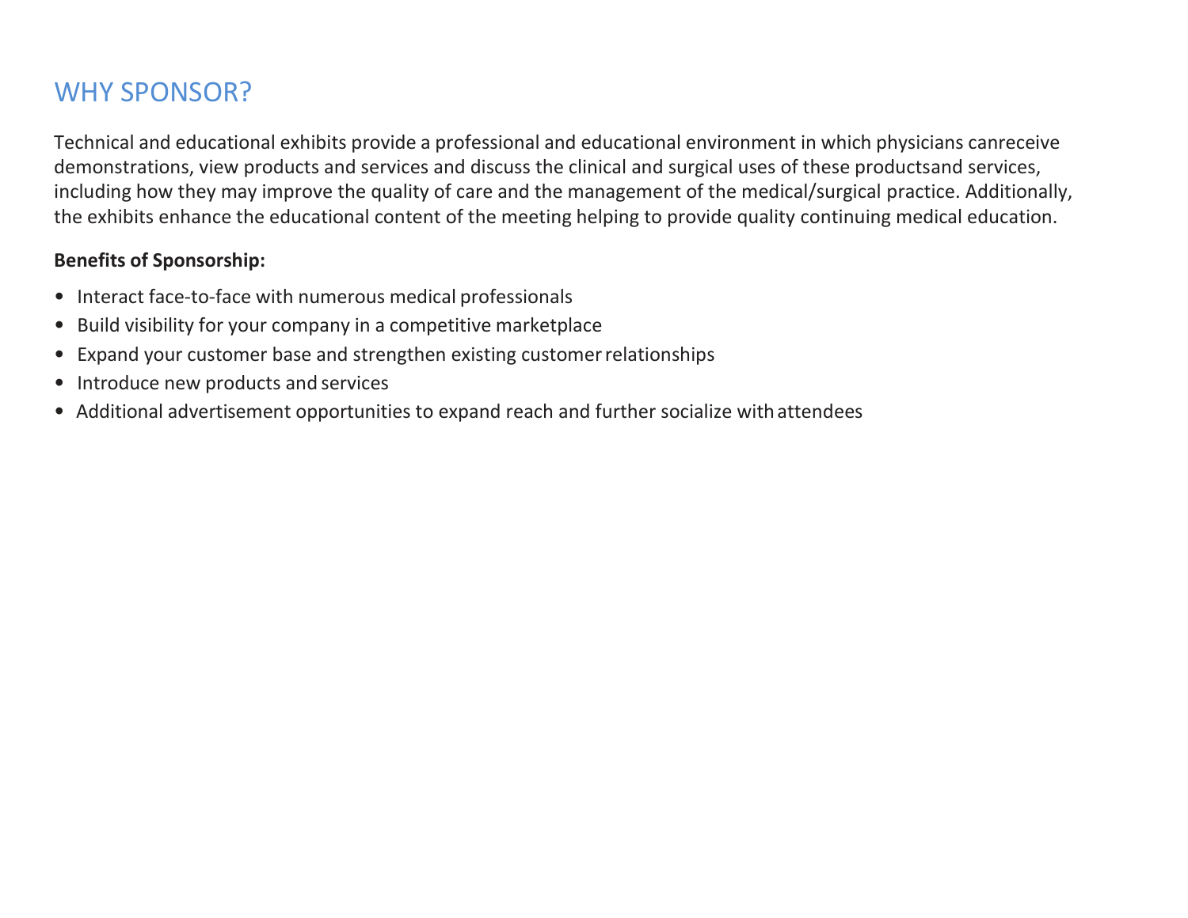## WHY SPONSOR?

Technical and educational exhibits provide a professional and educational environment in which physicians canreceive demonstrations, view products and services and discuss the clinical and surgical uses of these productsand services, including how they may improve the quality of care and the management of the medical/surgical practice. Additionally, the exhibits enhance the educational content of the meeting helping to provide quality continuing medical education.

**Benefits of Sponsorship:**

- Interact face-to-face with numerous medical professionals
- Build visibility for your company in a competitive marketplace
- Expand your customer base and strengthen existing customer relationships
- Introduce new products and services
- Additional advertisement opportunities to expand reach and further socialize with attendees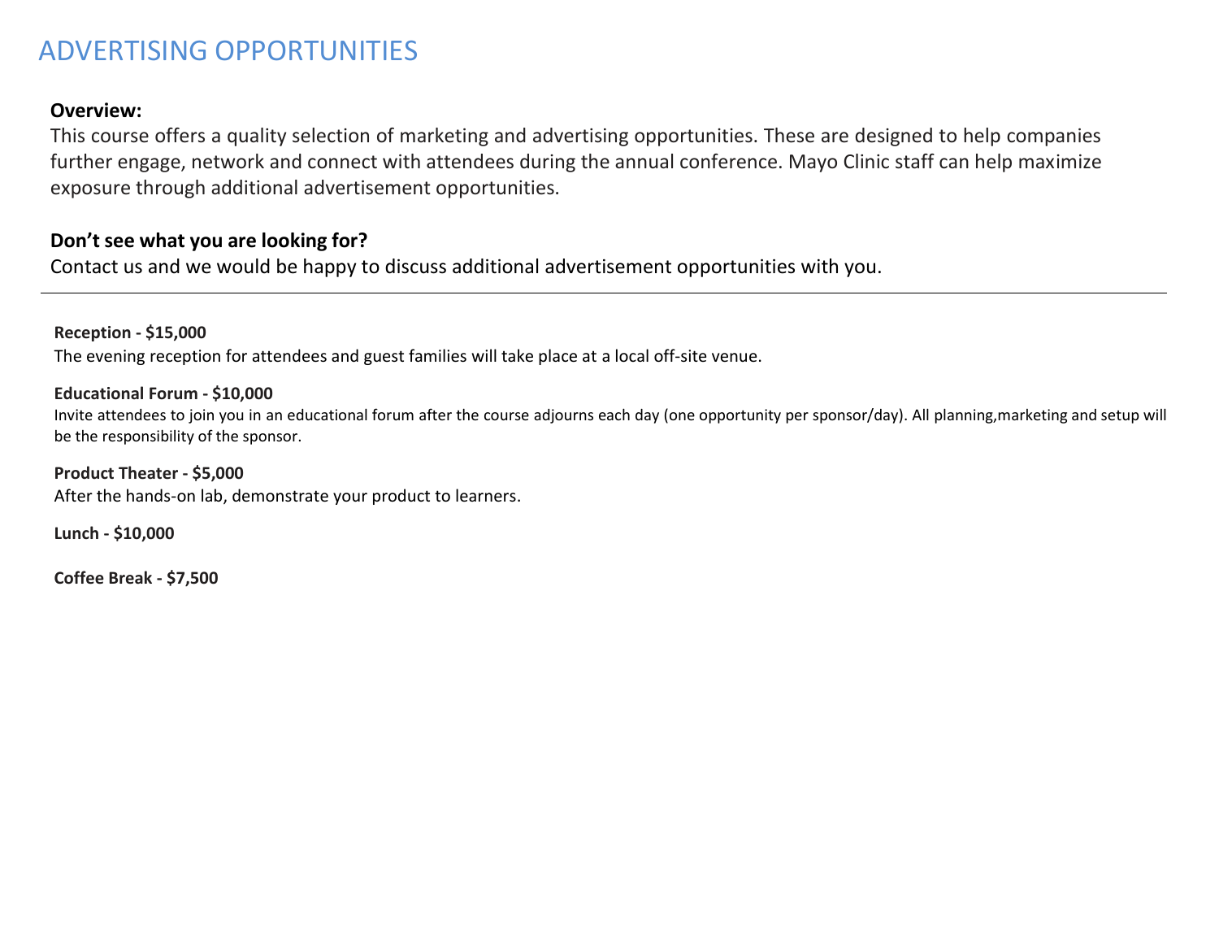# ADVERTISING OPPORTUNITIES

**Overview:**
This course offers a quality selection of marketing and advertising opportunities. These are designed to help companies further engage, network and connect with attendees during the annual conference. Mayo Clinic staff can help maximize exposure through additional advertisement opportunities.

**Don't see what you are looking for?**
Contact us and we would be happy to discuss additional advertisement opportunities with you.

---

**Reception - $15,000**
The evening reception for attendees and guest families will take place at a local off-site venue.

**Educational Forum - $10,000**
Invite attendees to join you in an educational forum after the course adjourns each day (one opportunity per sponsor/day). All planning,marketing and setup will be the responsibility of the sponsor.

**Product Theater - $5,000**
After the hands-on lab, demonstrate your product to learners.

**Lunch - $10,000**

**Coffee Break - $7,500**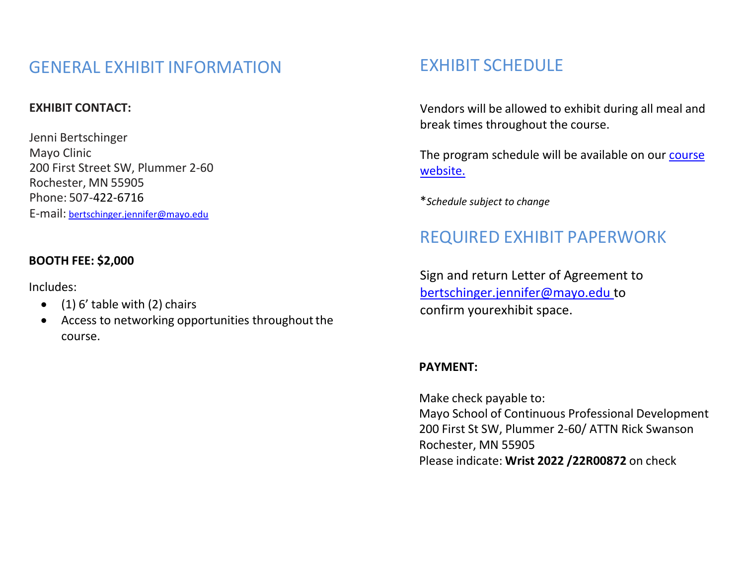## GENERAL EXHIBIT INFORMATION

**EXHIBIT CONTACT:**

Jenni Bertschinger
Mayo Clinic
200 First Street SW, Plummer 2-60
Rochester, MN 55905
Phone: 507-422-6716
E-mail: bertschinger.jennifer@mayo.edu

**BOOTH FEE: $2,000**

Includes:

- (1) 6' table with (2) chairs
- Access to networking opportunities throughout the course.

## EXHIBIT SCHEDULE

Vendors will be allowed to exhibit during all meal and break times throughout the course.

The program schedule will be available on our [course website.]()

\**Schedule subject to change*

## REQUIRED EXHIBIT PAPERWORK

Sign and return Letter of Agreement to bertschinger.jennifer@mayo.edu to confirm yourexhibit space.

**PAYMENT:**

Make check payable to:
Mayo School of Continuous Professional Development
200 First St SW, Plummer 2-60/ ATTN Rick Swanson
Rochester, MN 55905
Please indicate: **Wrist 2022 /22R00872** on check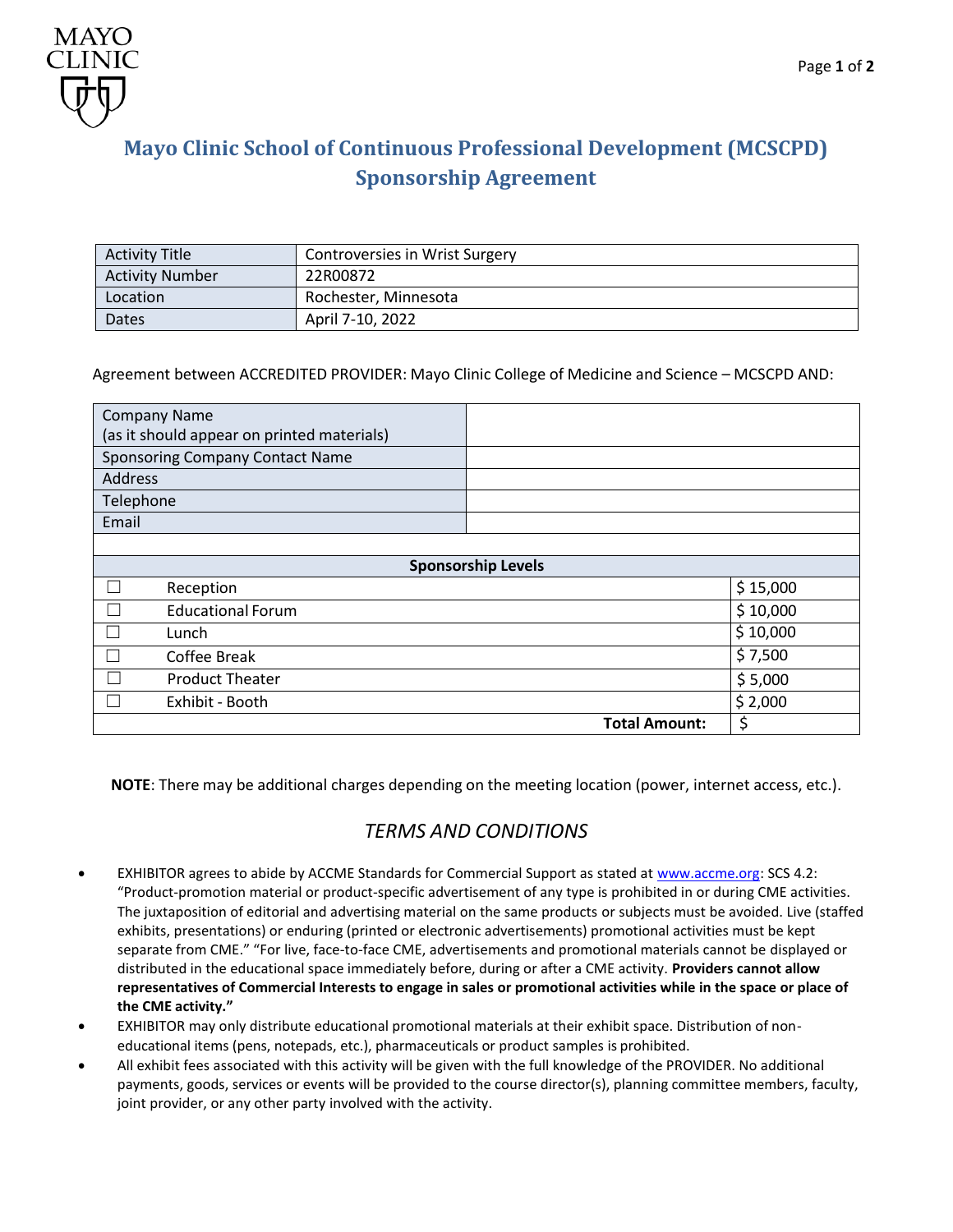# Mayo Clinic School of Continuous Professional Development (MCSCPD) Sponsorship Agreement

| Activity Title | Controversies in Wrist Surgery |
|---|---|
| Activity Number | 22R00872 |
| Location | Rochester, Minnesota |
| Dates | April 7-10, 2022 |

Agreement between ACCREDITED PROVIDER: Mayo Clinic College of Medicine and Science – MCSCPD AND:

| Company Name (as it should appear on printed materials) | |
|---|---|
| Sponsoring Company Contact Name | |
| Address | |
| Telephone | |
| Email | |

| Sponsorship Levels | | |
|---|---|---|
| ☐ | Reception | $ 15,000 |
| ☐ | Educational Forum | $ 10,000 |
| ☐ | Lunch | $ 10,000 |
| ☐ | Coffee Break | $ 7,500 |
| ☐ | Product Theater | $ 5,000 |
| ☐ | Exhibit - Booth | $ 2,000 |
| | **Total Amount:** | $ |

**NOTE**: There may be additional charges depending on the meeting location (power, internet access, etc.).

## *TERMS AND CONDITIONS*

- EXHIBITOR agrees to abide by ACCME Standards for Commercial Support as stated at www.accme.org: SCS 4.2: "Product-promotion material or product-specific advertisement of any type is prohibited in or during CME activities. The juxtaposition of editorial and advertising material on the same products or subjects must be avoided. Live (staffed exhibits, presentations) or enduring (printed or electronic advertisements) promotional activities must be kept separate from CME." "For live, face-to-face CME, advertisements and promotional materials cannot be displayed or distributed in the educational space immediately before, during or after a CME activity. **Providers cannot allow representatives of Commercial Interests to engage in sales or promotional activities while in the space or place of the CME activity."**
- EXHIBITOR may only distribute educational promotional materials at their exhibit space. Distribution of non-educational items (pens, notepads, etc.), pharmaceuticals or product samples is prohibited.
- All exhibit fees associated with this activity will be given with the full knowledge of the PROVIDER. No additional payments, goods, services or events will be provided to the course director(s), planning committee members, faculty, joint provider, or any other party involved with the activity.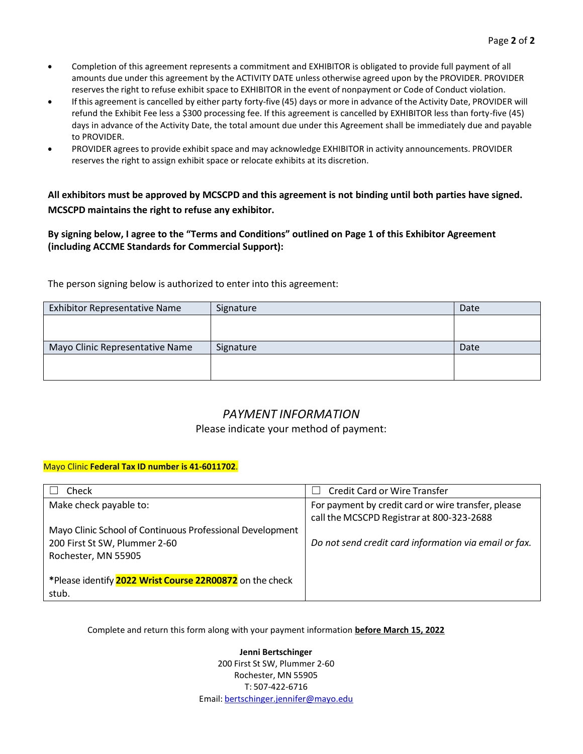- Completion of this agreement represents a commitment and EXHIBITOR is obligated to provide full payment of all amounts due under this agreement by the ACTIVITY DATE unless otherwise agreed upon by the PROVIDER. PROVIDER reserves the right to refuse exhibit space to EXHIBITOR in the event of nonpayment or Code of Conduct violation.
- If this agreement is cancelled by either party forty-five (45) days or more in advance of the Activity Date, PROVIDER will refund the Exhibit Fee less a $300 processing fee. If this agreement is cancelled by EXHIBITOR less than forty-five (45) days in advance of the Activity Date, the total amount due under this Agreement shall be immediately due and payable to PROVIDER.
- PROVIDER agrees to provide exhibit space and may acknowledge EXHIBITOR in activity announcements. PROVIDER reserves the right to assign exhibit space or relocate exhibits at its discretion.

**All exhibitors must be approved by MCSCPD and this agreement is not binding until both parties have signed. MCSCPD maintains the right to refuse any exhibitor.**

**By signing below, I agree to the "Terms and Conditions" outlined on Page 1 of this Exhibitor Agreement (including ACCME Standards for Commercial Support):**

The person signing below is authorized to enter into this agreement:

| Exhibitor Representative Name | Signature | Date |
|---|---|---|
| | | |
| Mayo Clinic Representative Name | Signature | Date |
| | | |

## *PAYMENT INFORMATION*

Please indicate your method of payment:

Mayo Clinic **Federal Tax ID number is 41-6011702**.

| ☐ Check | ☐ Credit Card or Wire Transfer |
|---|---|
| Make check payable to:<br><br>Mayo Clinic School of Continuous Professional Development<br>200 First St SW, Plummer 2-60<br>Rochester, MN 55905<br><br>*Please identify **2022 Wrist Course 22R00872** on the check stub. | For payment by credit card or wire transfer, please call the MCSCPD Registrar at 800-323-2688<br><br>*Do not send credit card information via email or fax.* |

Complete and return this form along with your payment information **before March 15, 2022**

**Jenni Bertschinger**
200 First St SW, Plummer 2-60
Rochester, MN 55905
T: 507-422-6716
Email: bertschinger.jennifer@mayo.edu